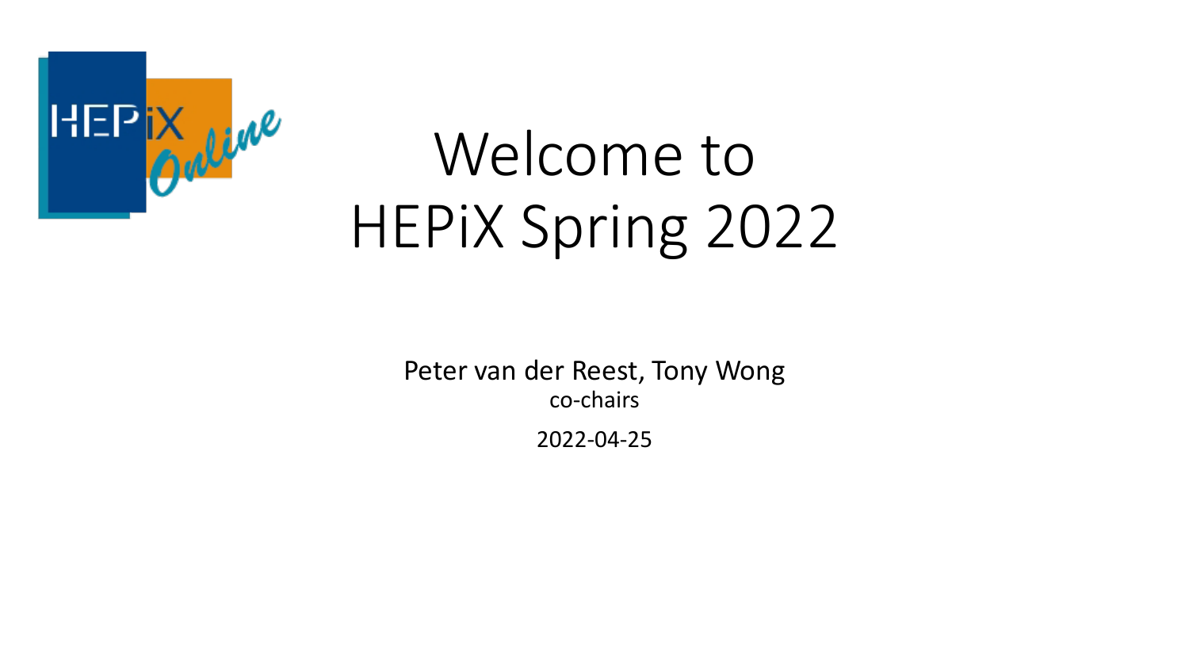# Welcome to HEPiX Spring 2022

Peter van der Reest, Tony Wong

co-chairs

2022-04-25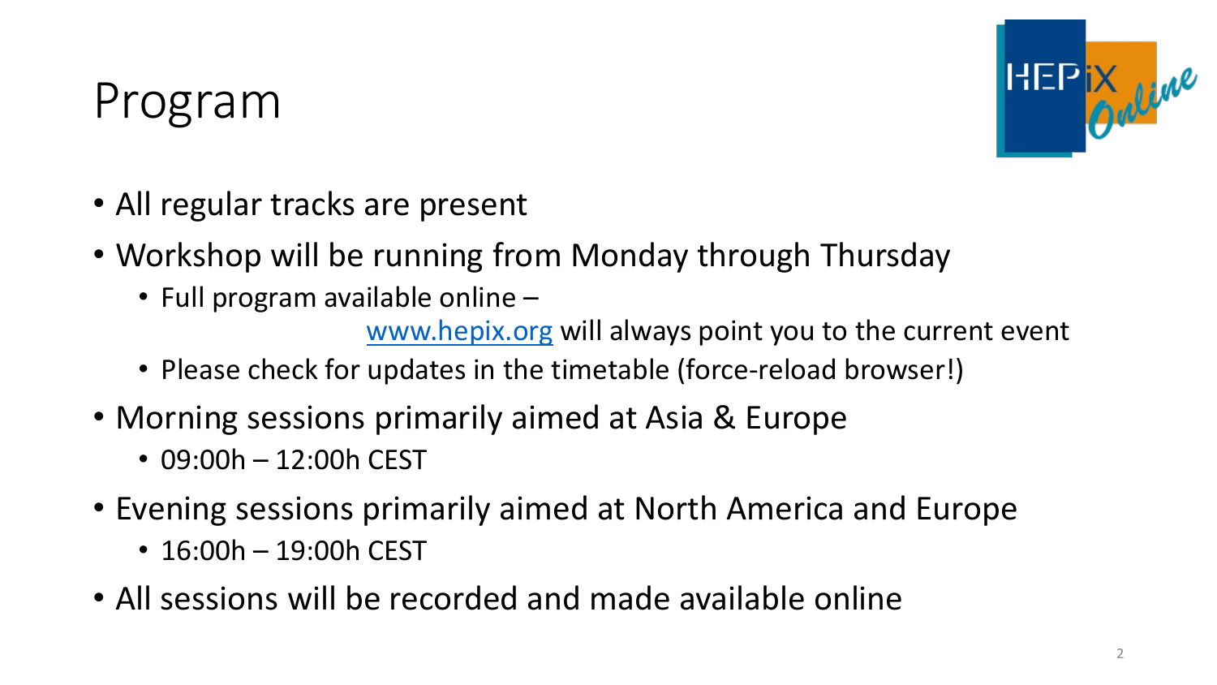# Program

- All regular tracks are present
- Workshop will be running from Monday through Thursday
  - Full program available online – [www.hepix.org](http://www.hepix.org) will always point you to the current event
  - Please check for updates in the timetable (force-reload browser!)
- Morning sessions primarily aimed at Asia & Europe
  - 09:00h – 12:00h CEST
- Evening sessions primarily aimed at North America and Europe
  - 16:00h – 19:00h CEST
- All sessions will be recorded and made available online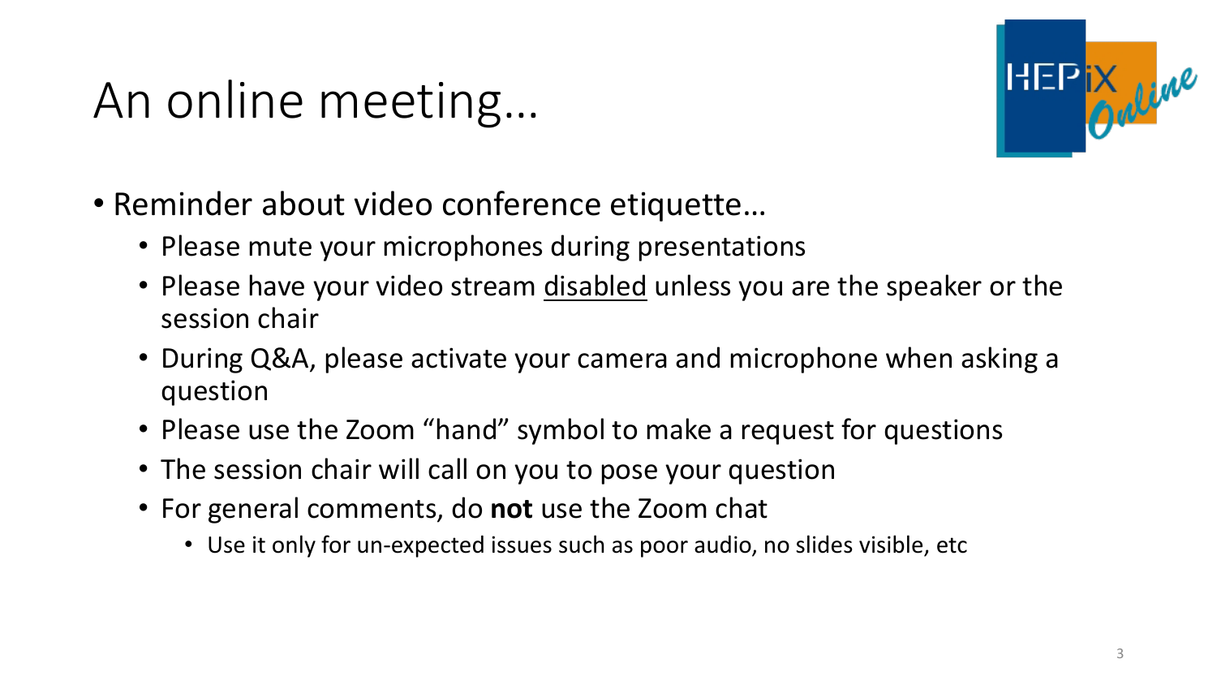# An online meeting…

- Reminder about video conference etiquette…
  - Please mute your microphones during presentations
  - Please have your video stream <u>disabled</u> unless you are the speaker or the session chair
  - During Q&A, please activate your camera and microphone when asking a question
  - Please use the Zoom "hand" symbol to make a request for questions
  - The session chair will call on you to pose your question
  - For general comments, do **not** use the Zoom chat
    - Use it only for un-expected issues such as poor audio, no slides visible, etc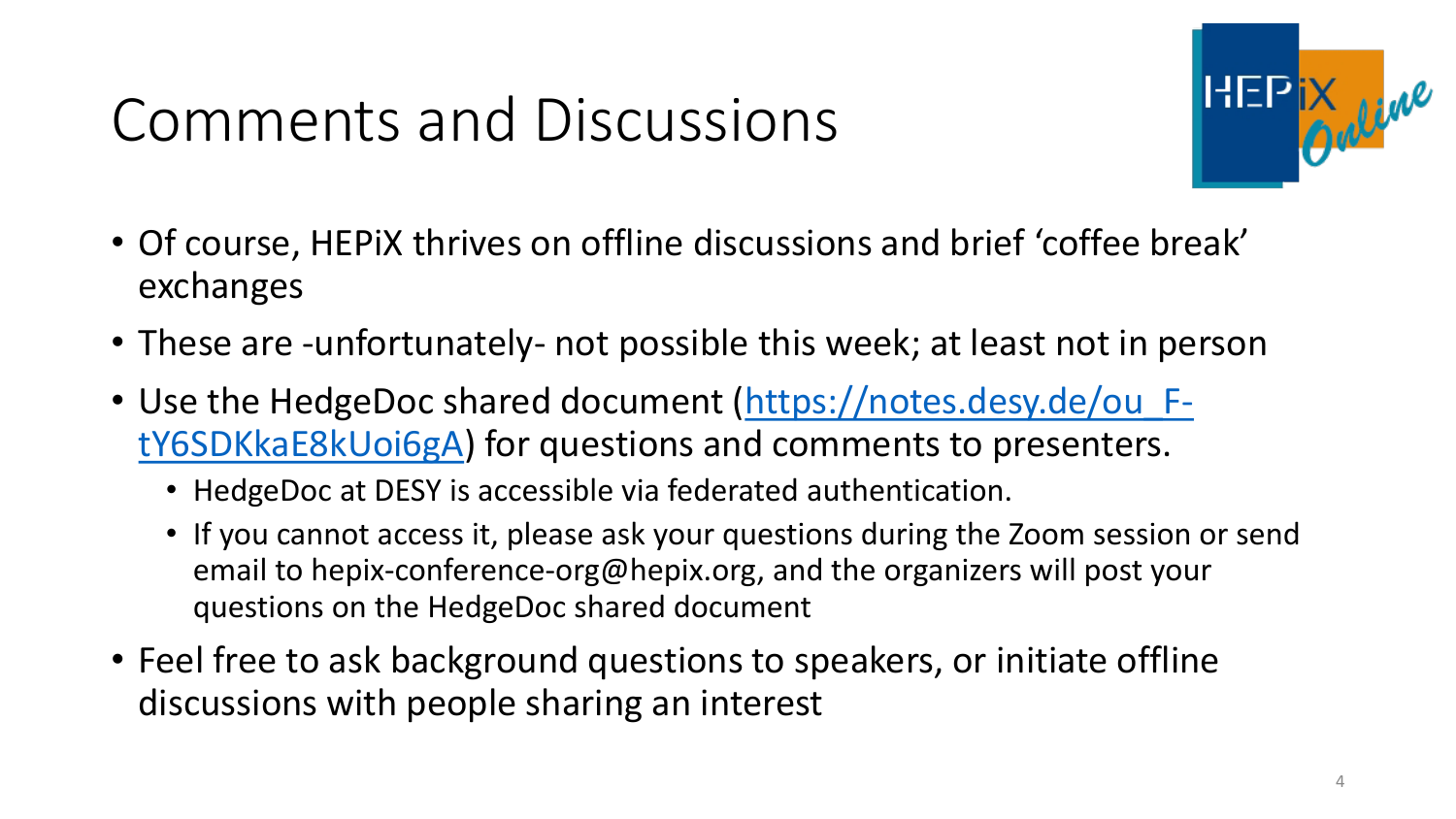# Comments and Discussions

- Of course, HEPiX thrives on offline discussions and brief 'coffee break' exchanges
- These are -unfortunately- not possible this week; at least not in person
- Use the HedgeDoc shared document ([https://notes.desy.de/ou_F-tY6SDKkaE8kUoi6gA](https://notes.desy.de/ou_F-tY6SDKkaE8kUoi6gA)) for questions and comments to presenters.
  - HedgeDoc at DESY is accessible via federated authentication.
  - If you cannot access it, please ask your questions during the Zoom session or send email to hepix-conference-org@hepix.org, and the organizers will post your questions on the HedgeDoc shared document
- Feel free to ask background questions to speakers, or initiate offline discussions with people sharing an interest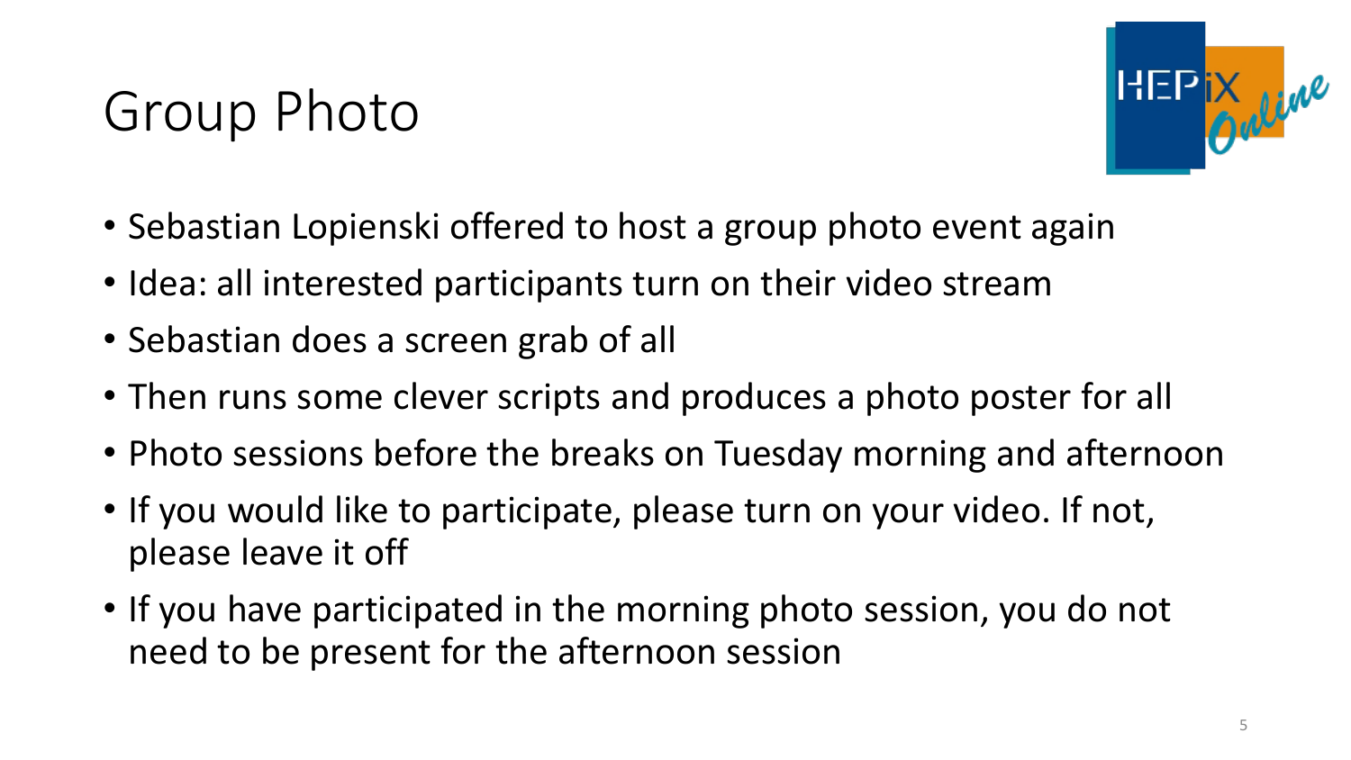# Group Photo

- Sebastian Lopienski offered to host a group photo event again
- Idea: all interested participants turn on their video stream
- Sebastian does a screen grab of all
- Then runs some clever scripts and produces a photo poster for all
- Photo sessions before the breaks on Tuesday morning and afternoon
- If you would like to participate, please turn on your video. If not, please leave it off
- If you have participated in the morning photo session, you do not need to be present for the afternoon session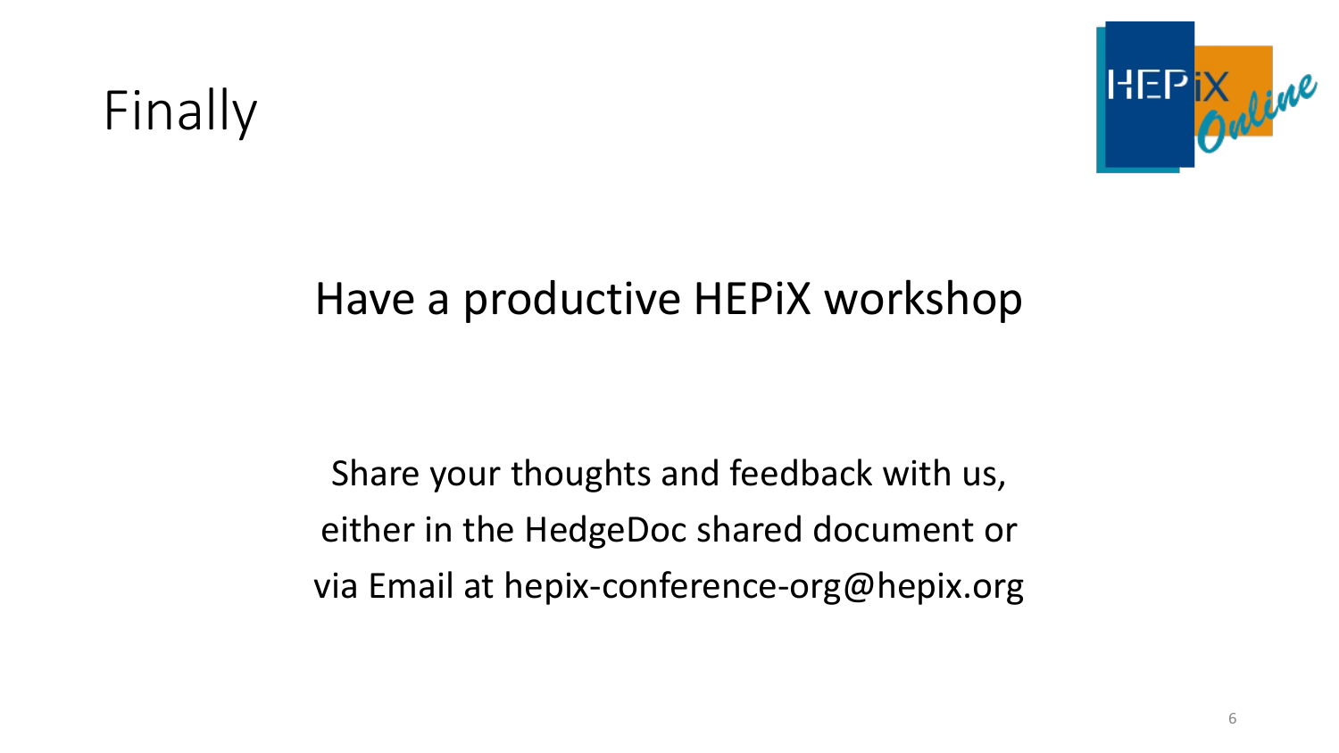# Finally

Have a productive HEPiX workshop

Share your thoughts and feedback with us, either in the HedgeDoc shared document or via Email at hepix-conference-org@hepix.org